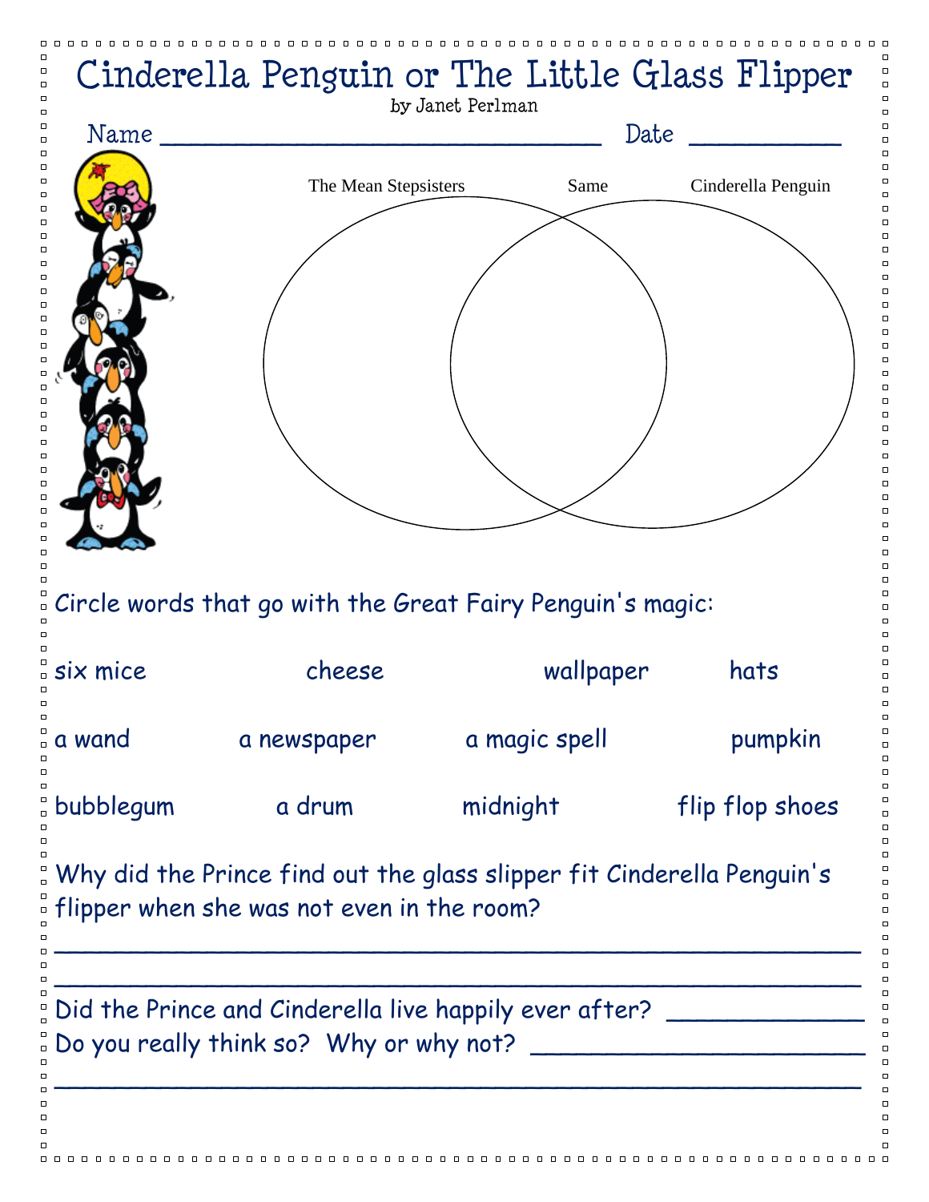# Cinderella Penguin or The Little Glass Flipper

by Janet Perlman

Name ______________________________ Date __________

The Mean Stepsisters | Same | Cinderella Penguin

Circle words that go with the Great Fairy Penguin's magic:

six mice cheese wallpaper hats

a wand a newspaper a magic spell pumpkin

bubblegum a drum midnight flip flop shoes

Why did the Prince find out the glass slipper fit Cinderella Penguin's flipper when she was not even in the room?

______________________________________________________

______________________________________________________

Did the Prince and Cinderella live happily ever after? ____________

Do you really think so? Why or why not? ____________________

______________________________________________________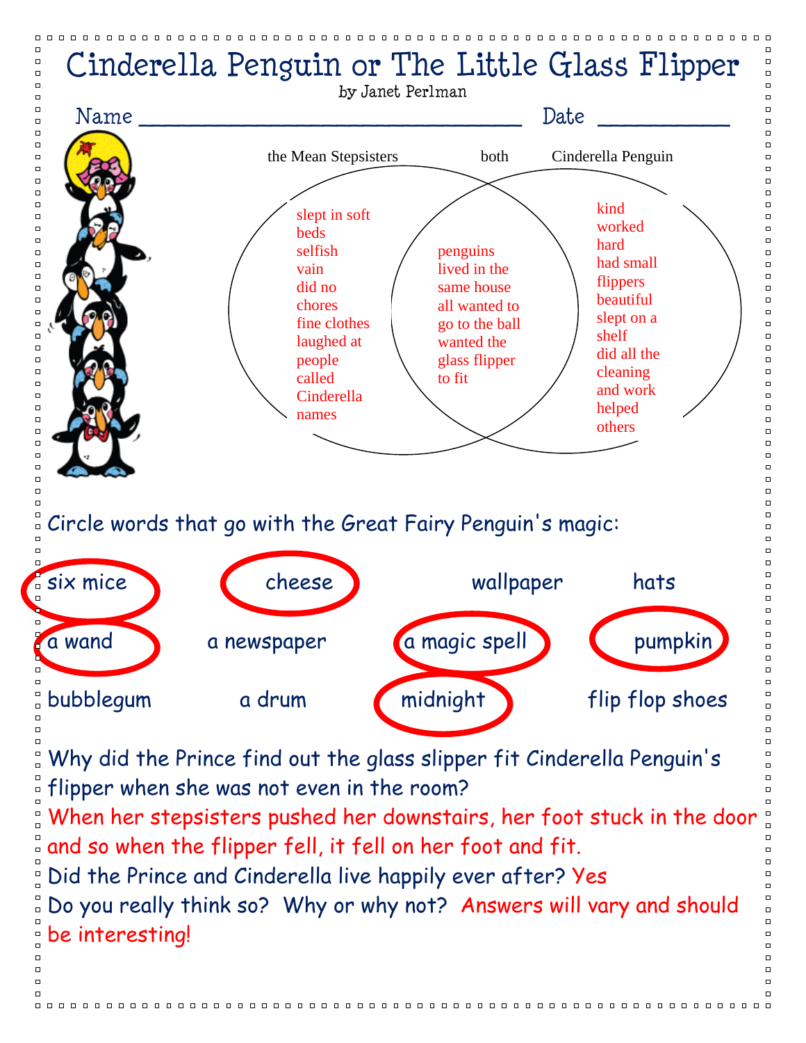# Cinderella Penguin or The Little Glass Flipper

by Janet Perlman

Name ______________________________ Date __________

| the Mean Stepsisters | both | Cinderella Penguin |
|---|---|---|
| slept in soft beds<br>selfish<br>vain<br>did no chores<br>fine clothes<br>laughed at people<br>called Cinderella names | penguins<br>lived in the same house<br>all wanted to go to the ball<br>wanted the glass flipper to fit | kind<br>worked hard<br>had small flippers<br>beautiful<br>slept on a shelf<br>did all the cleaning and work<br>helped others |

Circle words that go with the Great Fairy Penguin's magic:

| | | | |
|---|---|---|---|
| six mice (circled) | cheese (circled) | wallpaper | hats |
| a wand (circled) | a newspaper | a magic spell (circled) | pumpkin (circled) |
| bubblegum | a drum | midnight (circled) | flip flop shoes |

Why did the Prince find out the glass slipper fit Cinderella Penguin's flipper when she was not even in the room?

When her stepsisters pushed her downstairs, her foot stuck in the door and so when the flipper fell, it fell on her foot and fit.

Did the Prince and Cinderella live happily ever after? Yes

Do you really think so? Why or why not? Answers will vary and should be interesting!